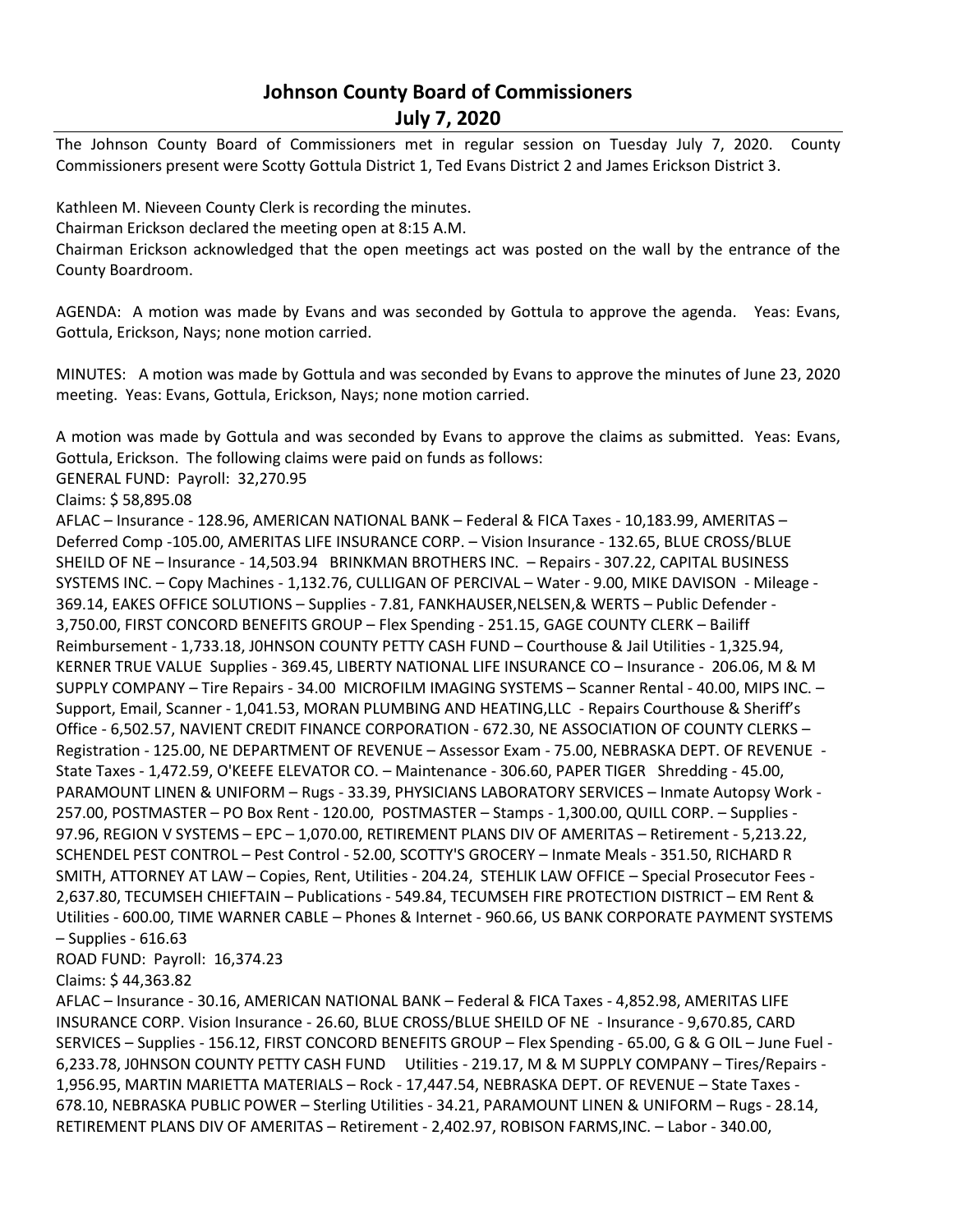# Johnson County Board of Commissioners
## July 7, 2020

The Johnson County Board of Commissioners met in regular session on Tuesday July 7, 2020. County Commissioners present were Scotty Gottula District 1, Ted Evans District 2 and James Erickson District 3.

Kathleen M. Nieveen County Clerk is recording the minutes.
Chairman Erickson declared the meeting open at 8:15 A.M.
Chairman Erickson acknowledged that the open meetings act was posted on the wall by the entrance of the County Boardroom.

AGENDA: A motion was made by Evans and was seconded by Gottula to approve the agenda. Yeas: Evans, Gottula, Erickson, Nays; none motion carried.

MINUTES: A motion was made by Gottula and was seconded by Evans to approve the minutes of June 23, 2020 meeting. Yeas: Evans, Gottula, Erickson, Nays; none motion carried.

A motion was made by Gottula and was seconded by Evans to approve the claims as submitted. Yeas: Evans, Gottula, Erickson. The following claims were paid on funds as follows:
GENERAL FUND: Payroll: 32,270.95
Claims: $ 58,895.08
AFLAC – Insurance - 128.96, AMERICAN NATIONAL BANK – Federal & FICA Taxes - 10,183.99, AMERITAS – Deferred Comp -105.00, AMERITAS LIFE INSURANCE CORP. – Vision Insurance - 132.65, BLUE CROSS/BLUE SHEILD OF NE – Insurance - 14,503.94 BRINKMAN BROTHERS INC. – Repairs - 307.22, CAPITAL BUSINESS SYSTEMS INC. – Copy Machines - 1,132.76, CULLIGAN OF PERCIVAL – Water - 9.00, MIKE DAVISON - Mileage - 369.14, EAKES OFFICE SOLUTIONS – Supplies - 7.81, FANKHAUSER,NELSEN,& WERTS – Public Defender - 3,750.00, FIRST CONCORD BENEFITS GROUP – Flex Spending - 251.15, GAGE COUNTY CLERK – Bailiff Reimbursement - 1,733.18, J0HNSON COUNTY PETTY CASH FUND – Courthouse & Jail Utilities - 1,325.94, KERNER TRUE VALUE Supplies - 369.45, LIBERTY NATIONAL LIFE INSURANCE CO – Insurance - 206.06, M & M SUPPLY COMPANY – Tire Repairs - 34.00 MICROFILM IMAGING SYSTEMS – Scanner Rental - 40.00, MIPS INC. – Support, Email, Scanner - 1,041.53, MORAN PLUMBING AND HEATING,LLC - Repairs Courthouse & Sheriff's Office - 6,502.57, NAVIENT CREDIT FINANCE CORPORATION - 672.30, NE ASSOCIATION OF COUNTY CLERKS – Registration - 125.00, NE DEPARTMENT OF REVENUE – Assessor Exam - 75.00, NEBRASKA DEPT. OF REVENUE - State Taxes - 1,472.59, O'KEEFE ELEVATOR CO. – Maintenance - 306.60, PAPER TIGER Shredding - 45.00, PARAMOUNT LINEN & UNIFORM – Rugs - 33.39, PHYSICIANS LABORATORY SERVICES – Inmate Autopsy Work - 257.00, POSTMASTER – PO Box Rent - 120.00, POSTMASTER – Stamps - 1,300.00, QUILL CORP. – Supplies - 97.96, REGION V SYSTEMS – EPC – 1,070.00, RETIREMENT PLANS DIV OF AMERITAS – Retirement - 5,213.22, SCHENDEL PEST CONTROL – Pest Control - 52.00, SCOTTY'S GROCERY – Inmate Meals - 351.50, RICHARD R SMITH, ATTORNEY AT LAW – Copies, Rent, Utilities - 204.24, STEHLIK LAW OFFICE – Special Prosecutor Fees - 2,637.80, TECUMSEH CHIEFTAIN – Publications - 549.84, TECUMSEH FIRE PROTECTION DISTRICT – EM Rent & Utilities - 600.00, TIME WARNER CABLE – Phones & Internet - 960.66, US BANK CORPORATE PAYMENT SYSTEMS – Supplies - 616.63
ROAD FUND: Payroll: 16,374.23
Claims: $ 44,363.82
AFLAC – Insurance - 30.16, AMERICAN NATIONAL BANK – Federal & FICA Taxes - 4,852.98, AMERITAS LIFE INSURANCE CORP. Vision Insurance - 26.60, BLUE CROSS/BLUE SHEILD OF NE - Insurance - 9,670.85, CARD SERVICES – Supplies - 156.12, FIRST CONCORD BENEFITS GROUP – Flex Spending - 65.00, G & G OIL – June Fuel - 6,233.78, J0HNSON COUNTY PETTY CASH FUND Utilities - 219.17, M & M SUPPLY COMPANY – Tires/Repairs - 1,956.95, MARTIN MARIETTA MATERIALS – Rock - 17,447.54, NEBRASKA DEPT. OF REVENUE – State Taxes - 678.10, NEBRASKA PUBLIC POWER – Sterling Utilities - 34.21, PARAMOUNT LINEN & UNIFORM – Rugs - 28.14, RETIREMENT PLANS DIV OF AMERITAS – Retirement - 2,402.97, ROBISON FARMS,INC. – Labor - 340.00,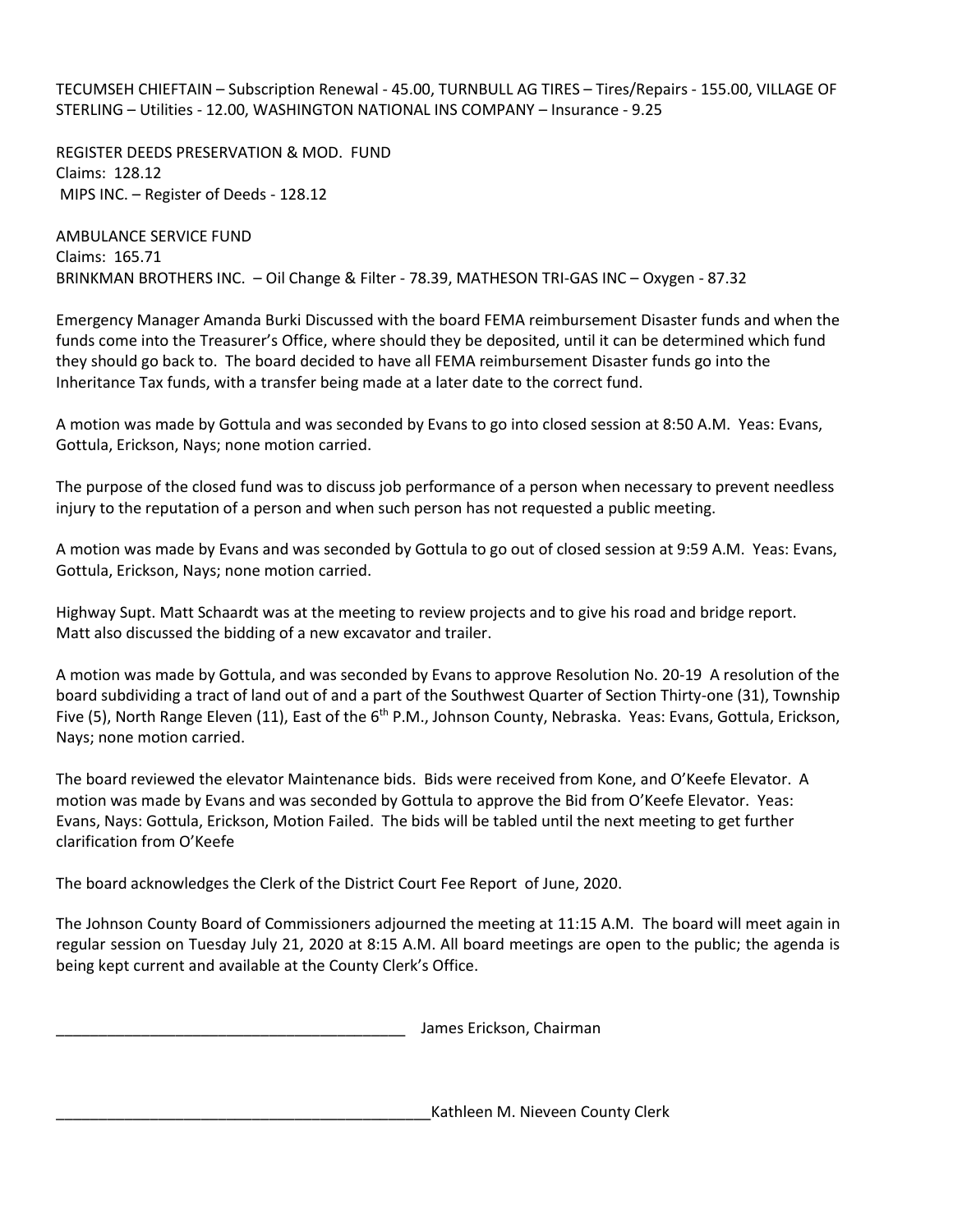TECUMSEH CHIEFTAIN – Subscription Renewal - 45.00, TURNBULL AG TIRES – Tires/Repairs - 155.00, VILLAGE OF STERLING – Utilities - 12.00, WASHINGTON NATIONAL INS COMPANY – Insurance - 9.25

REGISTER DEEDS PRESERVATION & MOD. FUND
Claims: 128.12
MIPS INC. – Register of Deeds - 128.12

AMBULANCE SERVICE FUND
Claims: 165.71
BRINKMAN BROTHERS INC. – Oil Change & Filter - 78.39, MATHESON TRI-GAS INC – Oxygen - 87.32

Emergency Manager Amanda Burki Discussed with the board FEMA reimbursement Disaster funds and when the funds come into the Treasurer's Office, where should they be deposited, until it can be determined which fund they should go back to. The board decided to have all FEMA reimbursement Disaster funds go into the Inheritance Tax funds, with a transfer being made at a later date to the correct fund.

A motion was made by Gottula and was seconded by Evans to go into closed session at 8:50 A.M. Yeas: Evans, Gottula, Erickson, Nays; none motion carried.

The purpose of the closed fund was to discuss job performance of a person when necessary to prevent needless injury to the reputation of a person and when such person has not requested a public meeting.

A motion was made by Evans and was seconded by Gottula to go out of closed session at 9:59 A.M. Yeas: Evans, Gottula, Erickson, Nays; none motion carried.

Highway Supt. Matt Schaardt was at the meeting to review projects and to give his road and bridge report. Matt also discussed the bidding of a new excavator and trailer.

A motion was made by Gottula, and was seconded by Evans to approve Resolution No. 20-19 A resolution of the board subdividing a tract of land out of and a part of the Southwest Quarter of Section Thirty-one (31), Township Five (5), North Range Eleven (11), East of the 6th P.M., Johnson County, Nebraska. Yeas: Evans, Gottula, Erickson, Nays; none motion carried.

The board reviewed the elevator Maintenance bids. Bids were received from Kone, and O'Keefe Elevator. A motion was made by Evans and was seconded by Gottula to approve the Bid from O'Keefe Elevator. Yeas: Evans, Nays: Gottula, Erickson, Motion Failed. The bids will be tabled until the next meeting to get further clarification from O'Keefe

The board acknowledges the Clerk of the District Court Fee Report of June, 2020.

The Johnson County Board of Commissioners adjourned the meeting at 11:15 A.M. The board will meet again in regular session on Tuesday July 21, 2020 at 8:15 A.M. All board meetings are open to the public; the agenda is being kept current and available at the County Clerk's Office.

\_\_\_\_\_\_\_\_\_\_\_\_\_\_\_\_\_\_\_\_\_\_\_\_\_\_\_\_\_\_\_\_\_\_\_\_\_\_\_\_\_\_ James Erickson, Chairman

\_\_\_\_\_\_\_\_\_\_\_\_\_\_\_\_\_\_\_\_\_\_\_\_\_\_\_\_\_\_\_\_\_\_\_\_\_\_\_\_\_\_\_\_\_Kathleen M. Nieveen County Clerk